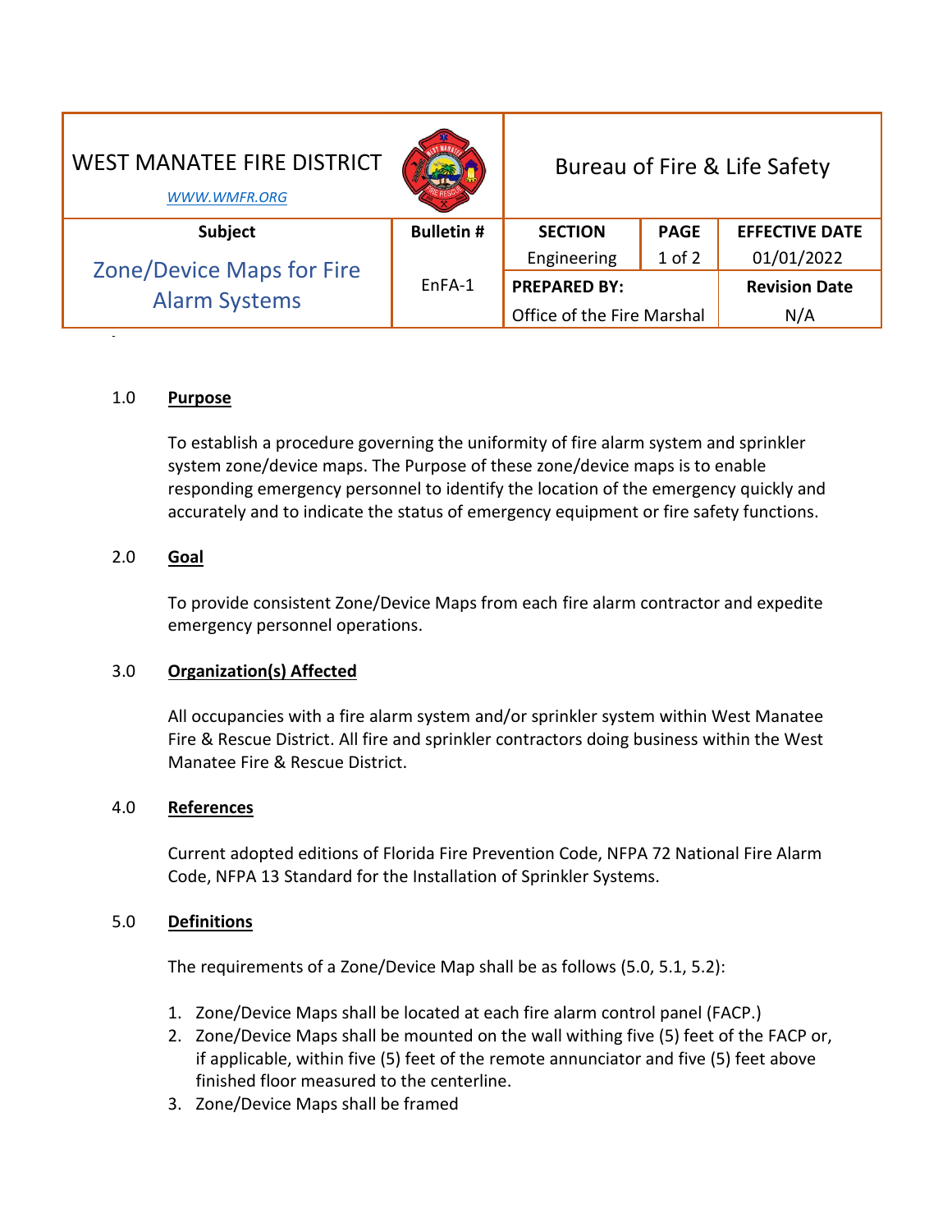| WEST MANATEE FIRE DISTRICT<br>*WWW.WMFR.ORG* | | Bureau of Fire & Life Safety | | |
|---|---|---|---|---|
| **Subject** | **Bulletin #** | **SECTION** | **PAGE** | **EFFECTIVE DATE** |
| Zone/Device Maps for Fire Alarm Systems | EnFA-1 | Engineering | 1 of 2 | 01/01/2022 |
| | | **PREPARED BY:** | | **Revision Date** |
| | | Office of the Fire Marshal | | N/A |

## 1.0 Purpose

To establish a procedure governing the uniformity of fire alarm system and sprinkler system zone/device maps. The Purpose of these zone/device maps is to enable responding emergency personnel to identify the location of the emergency quickly and accurately and to indicate the status of emergency equipment or fire safety functions.

## 2.0 Goal

To provide consistent Zone/Device Maps from each fire alarm contractor and expedite emergency personnel operations.

## 3.0 Organization(s) Affected

All occupancies with a fire alarm system and/or sprinkler system within West Manatee Fire & Rescue District. All fire and sprinkler contractors doing business within the West Manatee Fire & Rescue District.

## 4.0 References

Current adopted editions of Florida Fire Prevention Code, NFPA 72 National Fire Alarm Code, NFPA 13 Standard for the Installation of Sprinkler Systems.

## 5.0 Definitions

The requirements of a Zone/Device Map shall be as follows (5.0, 5.1, 5.2):

1. Zone/Device Maps shall be located at each fire alarm control panel (FACP.)
2. Zone/Device Maps shall be mounted on the wall withing five (5) feet of the FACP or, if applicable, within five (5) feet of the remote annunciator and five (5) feet above finished floor measured to the centerline.
3. Zone/Device Maps shall be framed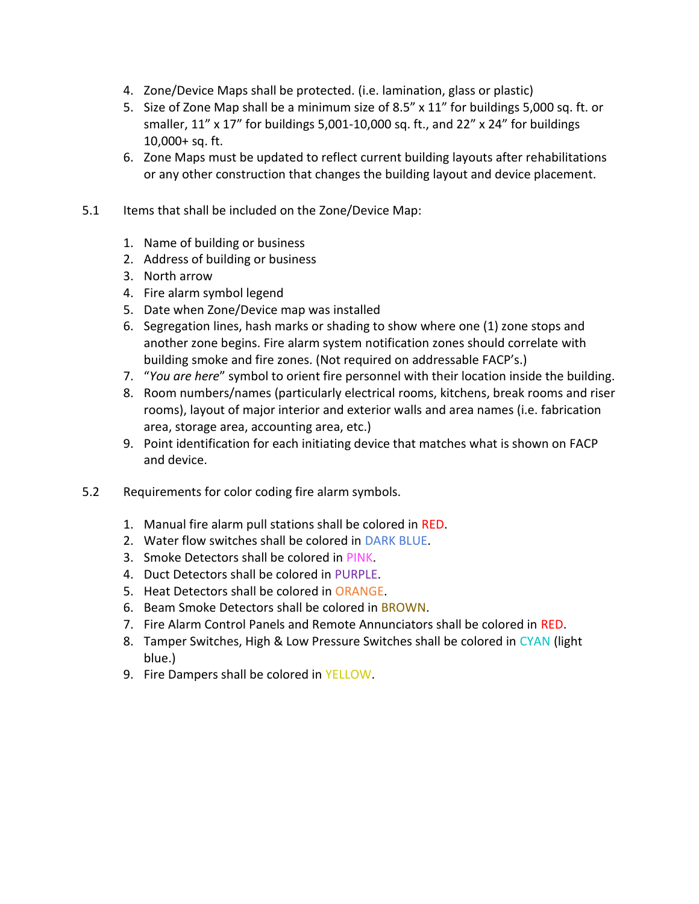4. Zone/Device Maps shall be protected. (i.e. lamination, glass or plastic)
5. Size of Zone Map shall be a minimum size of 8.5" x 11" for buildings 5,000 sq. ft. or smaller, 11" x 17" for buildings 5,001-10,000 sq. ft., and 22" x 24" for buildings 10,000+ sq. ft.
6. Zone Maps must be updated to reflect current building layouts after rehabilitations or any other construction that changes the building layout and device placement.

5.1 Items that shall be included on the Zone/Device Map:

1. Name of building or business
2. Address of building or business
3. North arrow
4. Fire alarm symbol legend
5. Date when Zone/Device map was installed
6. Segregation lines, hash marks or shading to show where one (1) zone stops and another zone begins. Fire alarm system notification zones should correlate with building smoke and fire zones. (Not required on addressable FACP's.)
7. "*You are here*" symbol to orient fire personnel with their location inside the building.
8. Room numbers/names (particularly electrical rooms, kitchens, break rooms and riser rooms), layout of major interior and exterior walls and area names (i.e. fabrication area, storage area, accounting area, etc.)
9. Point identification for each initiating device that matches what is shown on FACP and device.

5.2 Requirements for color coding fire alarm symbols.

1. Manual fire alarm pull stations shall be colored in RED.
2. Water flow switches shall be colored in DARK BLUE.
3. Smoke Detectors shall be colored in PINK.
4. Duct Detectors shall be colored in PURPLE.
5. Heat Detectors shall be colored in ORANGE.
6. Beam Smoke Detectors shall be colored in BROWN.
7. Fire Alarm Control Panels and Remote Annunciators shall be colored in RED.
8. Tamper Switches, High & Low Pressure Switches shall be colored in CYAN (light blue.)
9. Fire Dampers shall be colored in YELLOW.